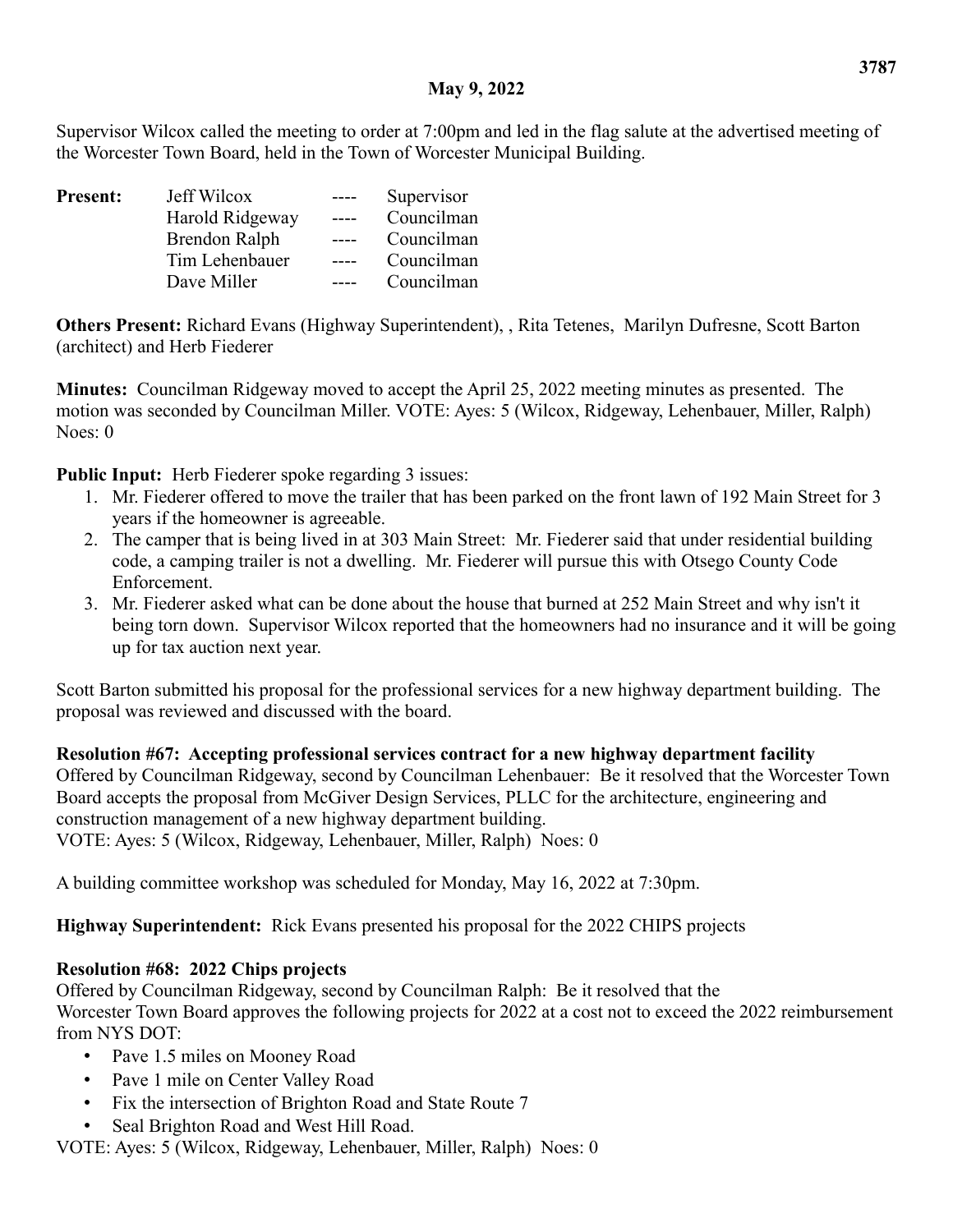**May 9, 2022**

Supervisor Wilcox called the meeting to order at 7:00pm and led in the flag salute at the advertised meeting of the Worcester Town Board, held in the Town of Worcester Municipal Building.

| **Present:** | Jeff Wilcox | ---- | Supervisor |
|---|---|---|---|
| | Harold Ridgeway | ---- | Councilman |
| | Brendon Ralph | ---- | Councilman |
| | Tim Lehenbauer | ---- | Councilman |
| | Dave Miller | ---- | Councilman |

**Others Present:** Richard Evans (Highway Superintendent), , Rita Tetenes, Marilyn Dufresne, Scott Barton (architect) and Herb Fiederer

**Minutes:** Councilman Ridgeway moved to accept the April 25, 2022 meeting minutes as presented. The motion was seconded by Councilman Miller. VOTE: Ayes: 5 (Wilcox, Ridgeway, Lehenbauer, Miller, Ralph) Noes: 0

**Public Input:** Herb Fiederer spoke regarding 3 issues:

1. Mr. Fiederer offered to move the trailer that has been parked on the front lawn of 192 Main Street for 3 years if the homeowner is agreeable.
2. The camper that is being lived in at 303 Main Street: Mr. Fiederer said that under residential building code, a camping trailer is not a dwelling. Mr. Fiederer will pursue this with Otsego County Code Enforcement.
3. Mr. Fiederer asked what can be done about the house that burned at 252 Main Street and why isn't it being torn down. Supervisor Wilcox reported that the homeowners had no insurance and it will be going up for tax auction next year.

Scott Barton submitted his proposal for the professional services for a new highway department building. The proposal was reviewed and discussed with the board.

**Resolution #67: Accepting professional services contract for a new highway department facility**
Offered by Councilman Ridgeway, second by Councilman Lehenbauer: Be it resolved that the Worcester Town Board accepts the proposal from McGiver Design Services, PLLC for the architecture, engineering and construction management of a new highway department building.
VOTE: Ayes: 5 (Wilcox, Ridgeway, Lehenbauer, Miller, Ralph) Noes: 0

A building committee workshop was scheduled for Monday, May 16, 2022 at 7:30pm.

**Highway Superintendent:** Rick Evans presented his proposal for the 2022 CHIPS projects

**Resolution #68: 2022 Chips projects**
Offered by Councilman Ridgeway, second by Councilman Ralph: Be it resolved that the Worcester Town Board approves the following projects for 2022 at a cost not to exceed the 2022 reimbursement from NYS DOT:

- Pave 1.5 miles on Mooney Road
- Pave 1 mile on Center Valley Road
- Fix the intersection of Brighton Road and State Route 7
- Seal Brighton Road and West Hill Road.

VOTE: Ayes: 5 (Wilcox, Ridgeway, Lehenbauer, Miller, Ralph) Noes: 0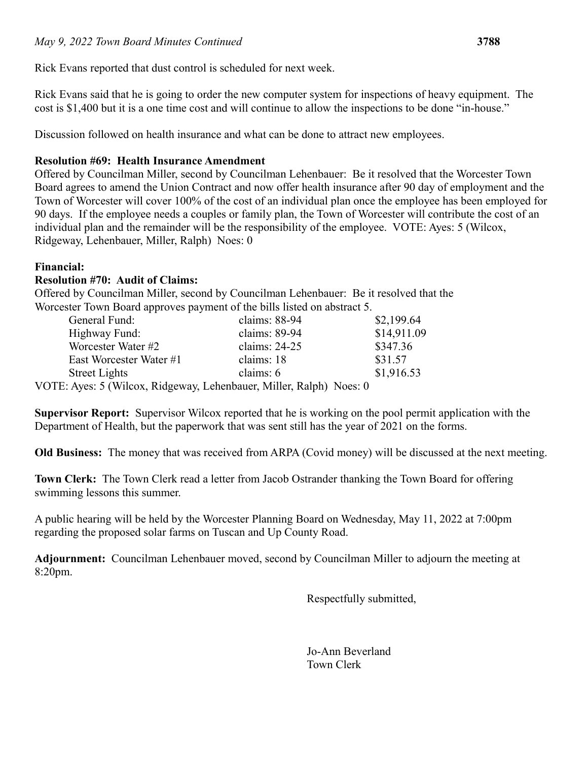Rick Evans reported that dust control is scheduled for next week.

Rick Evans said that he is going to order the new computer system for inspections of heavy equipment. The cost is $1,400 but it is a one time cost and will continue to allow the inspections to be done "in-house."

Discussion followed on health insurance and what can be done to attract new employees.

**Resolution #69: Health Insurance Amendment**
Offered by Councilman Miller, second by Councilman Lehenbauer: Be it resolved that the Worcester Town Board agrees to amend the Union Contract and now offer health insurance after 90 day of employment and the Town of Worcester will cover 100% of the cost of an individual plan once the employee has been employed for 90 days. If the employee needs a couples or family plan, the Town of Worcester will contribute the cost of an individual plan and the remainder will be the responsibility of the employee. VOTE: Ayes: 5 (Wilcox, Ridgeway, Lehenbauer, Miller, Ralph) Noes: 0

**Financial:**

**Resolution #70: Audit of Claims:**
Offered by Councilman Miller, second by Councilman Lehenbauer: Be it resolved that the Worcester Town Board approves payment of the bills listed on abstract 5.

| | | |
|---|---|---|
| General Fund: | claims: 88-94 | $2,199.64 |
| Highway Fund: | claims: 89-94 | $14,911.09 |
| Worcester Water #2 | claims: 24-25 | $347.36 |
| East Worcester Water #1 | claims: 18 | $31.57 |
| Street Lights | claims: 6 | $1,916.53 |

VOTE: Ayes: 5 (Wilcox, Ridgeway, Lehenbauer, Miller, Ralph) Noes: 0

**Supervisor Report:** Supervisor Wilcox reported that he is working on the pool permit application with the Department of Health, but the paperwork that was sent still has the year of 2021 on the forms.

**Old Business:** The money that was received from ARPA (Covid money) will be discussed at the next meeting.

**Town Clerk:** The Town Clerk read a letter from Jacob Ostrander thanking the Town Board for offering swimming lessons this summer.

A public hearing will be held by the Worcester Planning Board on Wednesday, May 11, 2022 at 7:00pm regarding the proposed solar farms on Tuscan and Up County Road.

**Adjournment:** Councilman Lehenbauer moved, second by Councilman Miller to adjourn the meeting at 8:20pm.

Respectfully submitted,

Jo-Ann Beverland
Town Clerk